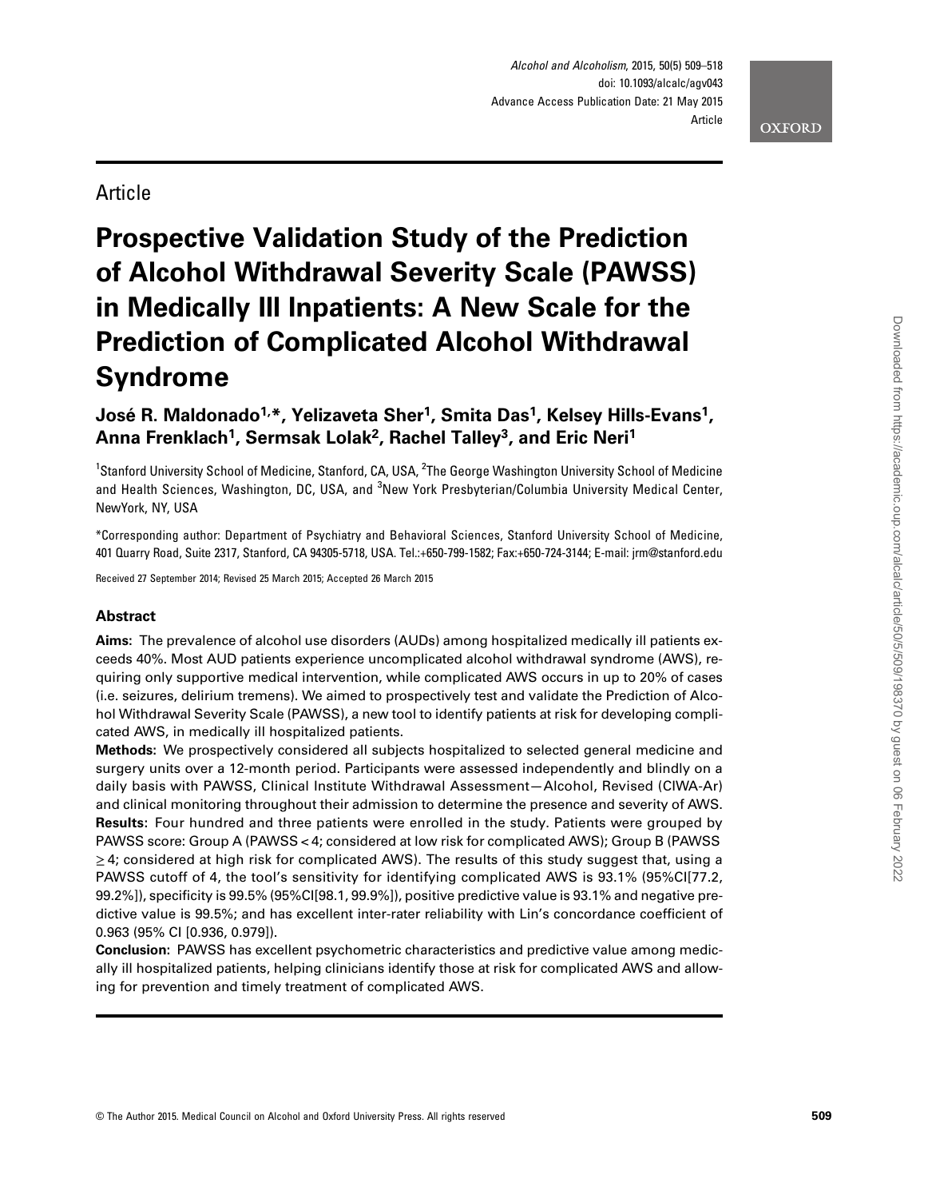Article

# Prospective Validation Study of the Prediction of Alcohol Withdrawal Severity Scale (PAWSS) in Medically Ill Inpatients: A New Scale for the Prediction of Complicated Alcohol Withdrawal Syndrome

**José R. Maldonado[1,*], Yelizaveta Sher[1], Smita Das[1], Kelsey Hills-Evans[1], Anna Frenklach[1], Sermsak Lolak[2], Rachel Talley[3], and Eric Neri[1]**

[1]Stanford University School of Medicine, Stanford, CA, USA, [2]The George Washington University School of Medicine and Health Sciences, Washington, DC, USA, and [3]New York Presbyterian/Columbia University Medical Center, NewYork, NY, USA

*Corresponding author: Department of Psychiatry and Behavioral Sciences, Stanford University School of Medicine, 401 Quarry Road, Suite 2317, Stanford, CA 94305-5718, USA. Tel.:+650-799-1582; Fax:+650-724-3144; E-mail: jrm@stanford.edu

Received 27 September 2014; Revised 25 March 2015; Accepted 26 March 2015

## Abstract

**Aims:** The prevalence of alcohol use disorders (AUDs) among hospitalized medically ill patients exceeds 40%. Most AUD patients experience uncomplicated alcohol withdrawal syndrome (AWS), requiring only supportive medical intervention, while complicated AWS occurs in up to 20% of cases (i.e. seizures, delirium tremens). We aimed to prospectively test and validate the Prediction of Alcohol Withdrawal Severity Scale (PAWSS), a new tool to identify patients at risk for developing complicated AWS, in medically ill hospitalized patients.

**Methods:** We prospectively considered all subjects hospitalized to selected general medicine and surgery units over a 12-month period. Participants were assessed independently and blindly on a daily basis with PAWSS, Clinical Institute Withdrawal Assessment—Alcohol, Revised (CIWA-Ar) and clinical monitoring throughout their admission to determine the presence and severity of AWS.

**Results:** Four hundred and three patients were enrolled in the study. Patients were grouped by PAWSS score: Group A (PAWSS < 4; considered at low risk for complicated AWS); Group B (PAWSS ≥ 4; considered at high risk for complicated AWS). The results of this study suggest that, using a PAWSS cutoff of 4, the tool's sensitivity for identifying complicated AWS is 93.1% (95%CI[77.2, 99.2%]), specificity is 99.5% (95%CI[98.1, 99.9%]), positive predictive value is 93.1% and negative predictive value is 99.5%; and has excellent inter-rater reliability with Lin's concordance coefficient of 0.963 (95% CI [0.936, 0.979]).

**Conclusion:** PAWSS has excellent psychometric characteristics and predictive value among medically ill hospitalized patients, helping clinicians identify those at risk for complicated AWS and allowing for prevention and timely treatment of complicated AWS.

© The Author 2015. Medical Council on Alcohol and Oxford University Press. All rights reserved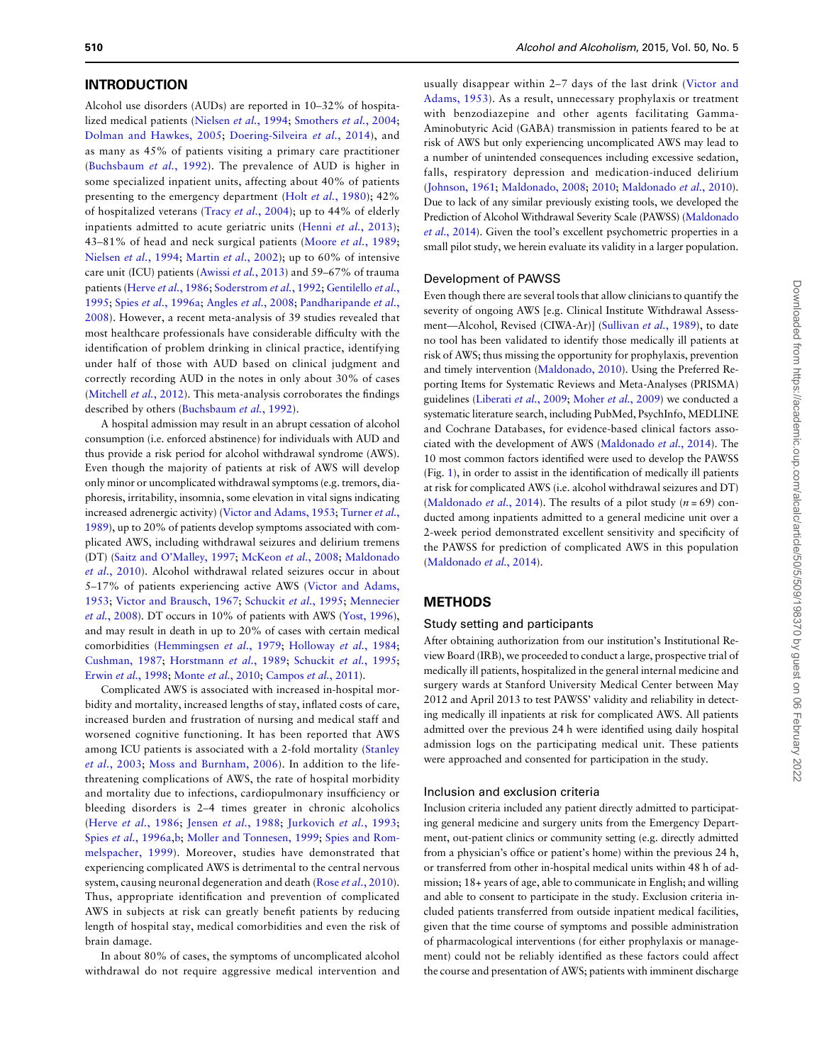## INTRODUCTION

Alcohol use disorders (AUDs) are reported in 10–32% of hospitalized medical patients (Nielsen *et al.*, 1994; Smothers *et al.*, 2004; Dolman and Hawkes, 2005; Doering-Silveira *et al.*, 2014), and as many as 45% of patients visiting a primary care practitioner (Buchsbaum *et al.*, 1992). The prevalence of AUD is higher in some specialized inpatient units, affecting about 40% of patients presenting to the emergency department (Holt *et al.*, 1980); 42% of hospitalized veterans (Tracy *et al.*, 2004); up to 44% of elderly inpatients admitted to acute geriatric units (Henni *et al.*, 2013); 43–81% of head and neck surgical patients (Moore *et al.*, 1989; Nielsen *et al.*, 1994; Martin *et al.*, 2002); up to 60% of intensive care unit (ICU) patients (Awissi *et al.*, 2013) and 59–67% of trauma patients (Herve *et al.*, 1986; Soderstrom *et al.*, 1992; Gentilello *et al.*, 1995; Spies *et al.*, 1996a; Angles *et al.*, 2008; Pandharipande *et al.*, 2008). However, a recent meta-analysis of 39 studies revealed that most healthcare professionals have considerable difficulty with the identification of problem drinking in clinical practice, identifying under half of those with AUD based on clinical judgment and correctly recording AUD in the notes in only about 30% of cases (Mitchell *et al.*, 2012). This meta-analysis corroborates the findings described by others (Buchsbaum *et al.*, 1992).

A hospital admission may result in an abrupt cessation of alcohol consumption (i.e. enforced abstinence) for individuals with AUD and thus provide a risk period for alcohol withdrawal syndrome (AWS). Even though the majority of patients at risk of AWS will develop only minor or uncomplicated withdrawal symptoms (e.g. tremors, diaphoresis, irritability, insomnia, some elevation in vital signs indicating increased adrenergic activity) (Victor and Adams, 1953; Turner *et al.*, 1989), up to 20% of patients develop symptoms associated with complicated AWS, including withdrawal seizures and delirium tremens (DT) (Saitz and O'Malley, 1997; McKeon *et al.*, 2008; Maldonado *et al.*, 2010). Alcohol withdrawal related seizures occur in about 5–17% of patients experiencing active AWS (Victor and Adams, 1953; Victor and Brausch, 1967; Schuckit *et al.*, 1995; Mennecier *et al.*, 2008). DT occurs in 10% of patients with AWS (Yost, 1996), and may result in death in up to 20% of cases with certain medical comorbidities (Hemmingsen *et al.*, 1979; Holloway *et al.*, 1984; Cushman, 1987; Horstmann *et al.*, 1989; Schuckit *et al.*, 1995; Erwin *et al.*, 1998; Monte *et al.*, 2010; Campos *et al.*, 2011).

Complicated AWS is associated with increased in-hospital morbidity and mortality, increased lengths of stay, inflated costs of care, increased burden and frustration of nursing and medical staff and worsened cognitive functioning. It has been reported that AWS among ICU patients is associated with a 2-fold mortality (Stanley *et al.*, 2003; Moss and Burnham, 2006). In addition to the life-threatening complications of AWS, the rate of hospital morbidity and mortality due to infections, cardiopulmonary insufficiency or bleeding disorders is 2–4 times greater in chronic alcoholics (Herve *et al.*, 1986; Jensen *et al.*, 1988; Jurkovich *et al.*, 1993; Spies *et al.*, 1996a,b; Moller and Tonnesen, 1999; Spies and Rommelspacher, 1999). Moreover, studies have demonstrated that experiencing complicated AWS is detrimental to the central nervous system, causing neuronal degeneration and death (Rose *et al.*, 2010). Thus, appropriate identification and prevention of complicated AWS in subjects at risk can greatly benefit patients by reducing length of hospital stay, medical comorbidities and even the risk of brain damage.

In about 80% of cases, the symptoms of uncomplicated alcohol withdrawal do not require aggressive medical intervention and usually disappear within 2–7 days of the last drink (Victor and Adams, 1953). As a result, unnecessary prophylaxis or treatment with benzodiazepine and other agents facilitating Gamma-Aminobutyric Acid (GABA) transmission in patients feared to be at risk of AWS but only experiencing uncomplicated AWS may lead to a number of unintended consequences including excessive sedation, falls, respiratory depression and medication-induced delirium (Johnson, 1961; Maldonado, 2008; 2010; Maldonado *et al.*, 2010). Due to lack of any similar previously existing tools, we developed the Prediction of Alcohol Withdrawal Severity Scale (PAWSS) (Maldonado *et al.*, 2014). Given the tool's excellent psychometric properties in a small pilot study, we herein evaluate its validity in a larger population.

### Development of PAWSS

Even though there are several tools that allow clinicians to quantify the severity of ongoing AWS [e.g. Clinical Institute Withdrawal Assessment—Alcohol, Revised (CIWA-Ar)] (Sullivan *et al.*, 1989), to date no tool has been validated to identify those medically ill patients at risk of AWS; thus missing the opportunity for prophylaxis, prevention and timely intervention (Maldonado, 2010). Using the Preferred Reporting Items for Systematic Reviews and Meta-Analyses (PRISMA) guidelines (Liberati *et al.*, 2009; Moher *et al.*, 2009) we conducted a systematic literature search, including PubMed, PsychInfo, MEDLINE and Cochrane Databases, for evidence-based clinical factors associated with the development of AWS (Maldonado *et al.*, 2014). The 10 most common factors identified were used to develop the PAWSS (Fig. 1), in order to assist in the identification of medically ill patients at risk for complicated AWS (i.e. alcohol withdrawal seizures and DT) (Maldonado *et al.*, 2014). The results of a pilot study ($n = 69$) conducted among inpatients admitted to a general medicine unit over a 2-week period demonstrated excellent sensitivity and specificity of the PAWSS for prediction of complicated AWS in this population (Maldonado *et al.*, 2014).

## METHODS

### Study setting and participants

After obtaining authorization from our institution's Institutional Review Board (IRB), we proceeded to conduct a large, prospective trial of medically ill patients, hospitalized in the general internal medicine and surgery wards at Stanford University Medical Center between May 2012 and April 2013 to test PAWSS' validity and reliability in detecting medically ill inpatients at risk for complicated AWS. All patients admitted over the previous 24 h were identified using daily hospital admission logs on the participating medical unit. These patients were approached and consented for participation in the study.

### Inclusion and exclusion criteria

Inclusion criteria included any patient directly admitted to participating general medicine and surgery units from the Emergency Department, out-patient clinics or community setting (e.g. directly admitted from a physician's office or patient's home) within the previous 24 h, or transferred from other in-hospital medical units within 48 h of admission; 18+ years of age, able to communicate in English; and willing and able to consent to participate in the study. Exclusion criteria included patients transferred from outside inpatient medical facilities, given that the time course of symptoms and possible administration of pharmacological interventions (for either prophylaxis or management) could not be reliably identified as these factors could affect the course and presentation of AWS; patients with imminent discharge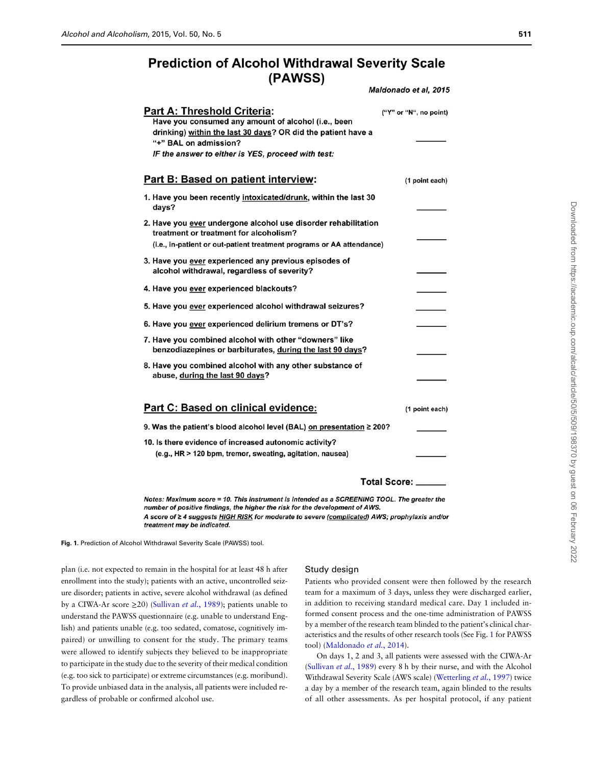# Prediction of Alcohol Withdrawal Severity Scale (PAWSS)

*Maldonado et al, 2015*

## Part A: Threshold Criteria:

("Y" or "N", no point)

Have you consumed any amount of alcohol (i.e., been drinking) within the last 30 days? OR did the patient have a "+" BAL on admission? \_\_\_\_\_\_

*IF the answer to either is YES, proceed with test:*

## Part B: Based on patient interview:

(1 point each)

1. Have you been recently intoxicated/drunk, within the last 30 days? \_\_\_\_\_\_
2. Have you ever undergone alcohol use disorder rehabilitation treatment or treatment for alcoholism? (i.e., in-patient or out-patient treatment programs or AA attendance) \_\_\_\_\_\_
3. Have you ever experienced any previous episodes of alcohol withdrawal, regardless of severity? \_\_\_\_\_\_
4. Have you ever experienced blackouts? \_\_\_\_\_\_
5. Have you ever experienced alcohol withdrawal seizures? \_\_\_\_\_\_
6. Have you ever experienced delirium tremens or DT's? \_\_\_\_\_\_
7. Have you combined alcohol with other "downers" like benzodiazepines or barbiturates, during the last 90 days? \_\_\_\_\_\_
8. Have you combined alcohol with any other substance of abuse, during the last 90 days? \_\_\_\_\_\_

## Part C: Based on clinical evidence:

(1 point each)

9. Was the patient's blood alcohol level (BAL) on presentation ≥ 200? \_\_\_\_\_\_
10. Is there evidence of increased autonomic activity? (e.g., HR > 120 bpm, tremor, sweating, agitation, nausea) \_\_\_\_\_\_

**Total Score:** \_\_\_\_\_\_

*Notes: Maximum score = 10. This instrument is intended as a SCREENING TOOL. The greater the number of positive findings, the higher the risk for the development of AWS. A score of ≥ 4 suggests HIGH RISK for moderate to severe (complicated) AWS; prophylaxis and/or treatment may be indicated.*

**Fig. 1.** Prediction of Alcohol Withdrawal Severity Scale (PAWSS) tool.

plan (i.e. not expected to remain in the hospital for at least 48 h after enrollment into the study); patients with an active, uncontrolled seizure disorder; patients in active, severe alcohol withdrawal (as defined by a CIWA-Ar score ≥20) (Sullivan *et al.*, 1989); patients unable to understand the PAWSS questionnaire (e.g. unable to understand English) and patients unable (e.g. too sedated, comatose, cognitively impaired) or unwilling to consent for the study. The primary teams were allowed to identify subjects they believed to be inappropriate to participate in the study due to the severity of their medical condition (e.g. too sick to participate) or extreme circumstances (e.g. moribund). To provide unbiased data in the analysis, all patients were included regardless of probable or confirmed alcohol use.

### Study design

Patients who provided consent were then followed by the research team for a maximum of 3 days, unless they were discharged earlier, in addition to receiving standard medical care. Day 1 included informed consent process and the one-time administration of PAWSS by a member of the research team blinded to the patient's clinical characteristics and the results of other research tools (See Fig. 1 for PAWSS tool) (Maldonado *et al.*, 2014).

On days 1, 2 and 3, all patients were assessed with the CIWA-Ar (Sullivan *et al.*, 1989) every 8 h by their nurse, and with the Alcohol Withdrawal Severity Scale (AWS scale) (Wetterling *et al.*, 1997) twice a day by a member of the research team, again blinded to the results of all other assessments. As per hospital protocol, if any patient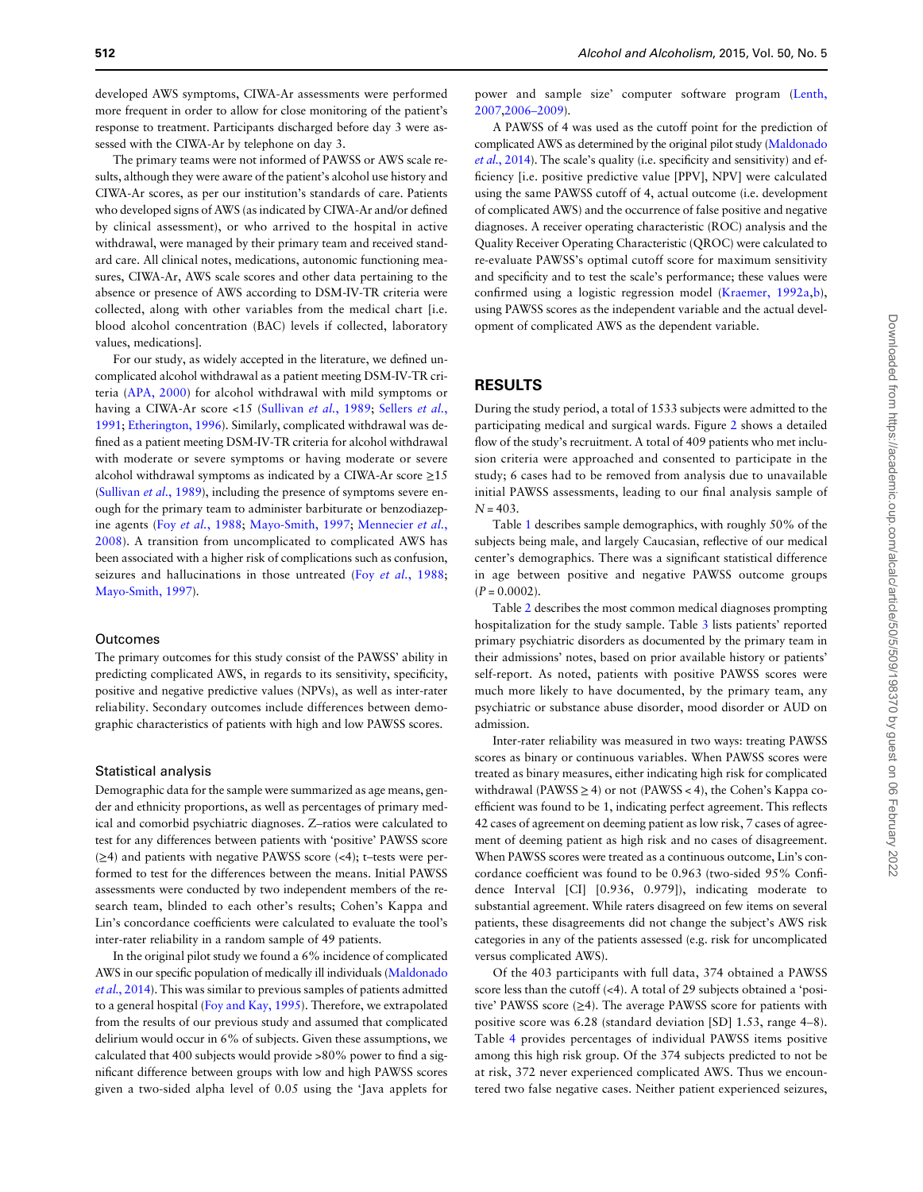developed AWS symptoms, CIWA-Ar assessments were performed more frequent in order to allow for close monitoring of the patient's response to treatment. Participants discharged before day 3 were assessed with the CIWA-Ar by telephone on day 3.

The primary teams were not informed of PAWSS or AWS scale results, although they were aware of the patient's alcohol use history and CIWA-Ar scores, as per our institution's standards of care. Patients who developed signs of AWS (as indicated by CIWA-Ar and/or defined by clinical assessment), or who arrived to the hospital in active withdrawal, were managed by their primary team and received standard care. All clinical notes, medications, autonomic functioning measures, CIWA-Ar, AWS scale scores and other data pertaining to the absence or presence of AWS according to DSM-IV-TR criteria were collected, along with other variables from the medical chart [i.e. blood alcohol concentration (BAC) levels if collected, laboratory values, medications].

For our study, as widely accepted in the literature, we defined uncomplicated alcohol withdrawal as a patient meeting DSM-IV-TR criteria (APA, 2000) for alcohol withdrawal with mild symptoms or having a CIWA-Ar score <15 (Sullivan *et al.*, 1989; Sellers *et al.*, 1991; Etherington, 1996). Similarly, complicated withdrawal was defined as a patient meeting DSM-IV-TR criteria for alcohol withdrawal with moderate or severe symptoms or having moderate or severe alcohol withdrawal symptoms as indicated by a CIWA-Ar score ≥15 (Sullivan *et al.*, 1989), including the presence of symptoms severe enough for the primary team to administer barbiturate or benzodiazepine agents (Foy *et al.*, 1988; Mayo-Smith, 1997; Mennecier *et al.*, 2008). A transition from uncomplicated to complicated AWS has been associated with a higher risk of complications such as confusion, seizures and hallucinations in those untreated (Foy *et al.*, 1988; Mayo-Smith, 1997).

### Outcomes

The primary outcomes for this study consist of the PAWSS' ability in predicting complicated AWS, in regards to its sensitivity, specificity, positive and negative predictive values (NPVs), as well as inter-rater reliability. Secondary outcomes include differences between demographic characteristics of patients with high and low PAWSS scores.

### Statistical analysis

Demographic data for the sample were summarized as age means, gender and ethnicity proportions, as well as percentages of primary medical and comorbid psychiatric diagnoses. Z–ratios were calculated to test for any differences between patients with 'positive' PAWSS score (≥4) and patients with negative PAWSS score (<4); t–tests were performed to test for the differences between the means. Initial PAWSS assessments were conducted by two independent members of the research team, blinded to each other's results; Cohen's Kappa and Lin's concordance coefficients were calculated to evaluate the tool's inter-rater reliability in a random sample of 49 patients.

In the original pilot study we found a 6% incidence of complicated AWS in our specific population of medically ill individuals (Maldonado *et al.*, 2014). This was similar to previous samples of patients admitted to a general hospital (Foy and Kay, 1995). Therefore, we extrapolated from the results of our previous study and assumed that complicated delirium would occur in 6% of subjects. Given these assumptions, we calculated that 400 subjects would provide >80% power to find a significant difference between groups with low and high PAWSS scores given a two-sided alpha level of 0.05 using the 'Java applets for power and sample size' computer software program (Lenth, 2007,2006–2009).

A PAWSS of 4 was used as the cutoff point for the prediction of complicated AWS as determined by the original pilot study (Maldonado *et al.*, 2014). The scale's quality (i.e. specificity and sensitivity) and efficiency [i.e. positive predictive value [PPV], NPV] were calculated using the same PAWSS cutoff of 4, actual outcome (i.e. development of complicated AWS) and the occurrence of false positive and negative diagnoses. A receiver operating characteristic (ROC) analysis and the Quality Receiver Operating Characteristic (QROC) were calculated to re-evaluate PAWSS's optimal cutoff score for maximum sensitivity and specificity and to test the scale's performance; these values were confirmed using a logistic regression model (Kraemer, 1992a,b), using PAWSS scores as the independent variable and the actual development of complicated AWS as the dependent variable.

## RESULTS

During the study period, a total of 1533 subjects were admitted to the participating medical and surgical wards. Figure 2 shows a detailed flow of the study's recruitment. A total of 409 patients who met inclusion criteria were approached and consented to participate in the study; 6 cases had to be removed from analysis due to unavailable initial PAWSS assessments, leading to our final analysis sample of $N = 403$.

Table 1 describes sample demographics, with roughly 50% of the subjects being male, and largely Caucasian, reflective of our medical center's demographics. There was a significant statistical difference in age between positive and negative PAWSS outcome groups ($P = 0.0002$).

Table 2 describes the most common medical diagnoses prompting hospitalization for the study sample. Table 3 lists patients' reported primary psychiatric disorders as documented by the primary team in their admissions' notes, based on prior available history or patients' self-report. As noted, patients with positive PAWSS scores were much more likely to have documented, by the primary team, any psychiatric or substance abuse disorder, mood disorder or AUD on admission.

Inter-rater reliability was measured in two ways: treating PAWSS scores as binary or continuous variables. When PAWSS scores were treated as binary measures, either indicating high risk for complicated withdrawal (PAWSS ≥ 4) or not (PAWSS < 4), the Cohen's Kappa coefficient was found to be 1, indicating perfect agreement. This reflects 42 cases of agreement on deeming patient as low risk, 7 cases of agreement of deeming patient as high risk and no cases of disagreement. When PAWSS scores were treated as a continuous outcome, Lin's concordance coefficient was found to be 0.963 (two-sided 95% Confidence Interval [CI] [0.936, 0.979]), indicating moderate to substantial agreement. While raters disagreed on few items on several patients, these disagreements did not change the subject's AWS risk categories in any of the patients assessed (e.g. risk for uncomplicated versus complicated AWS).

Of the 403 participants with full data, 374 obtained a PAWSS score less than the cutoff (<4). A total of 29 subjects obtained a 'positive' PAWSS score (≥4). The average PAWSS score for patients with positive score was 6.28 (standard deviation [SD] 1.53, range 4–8). Table 4 provides percentages of individual PAWSS items positive among this high risk group. Of the 374 subjects predicted to not be at risk, 372 never experienced complicated AWS. Thus we encountered two false negative cases. Neither patient experienced seizures,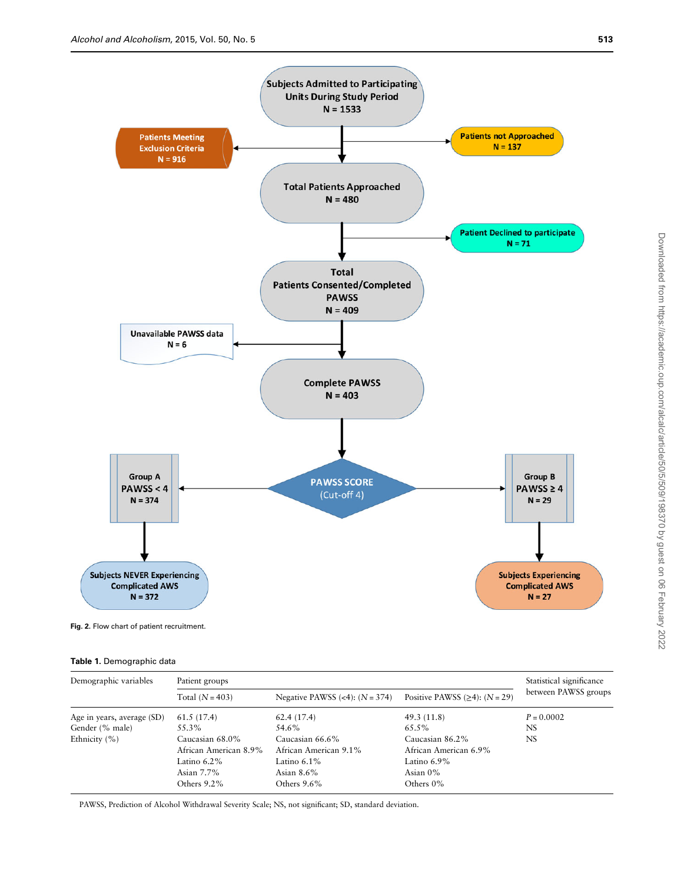Subjects Admitted to Participating Units During Study Period N = 1533

Patients Meeting Exclusion Criteria N = 916

Patients not Approached N = 137

Total Patients Approached N = 480

Patient Declined to participate N = 71

Total Patients Consented/Completed PAWSS N = 409

Unavailable PAWSS data N = 6

Complete PAWSS N = 403

PAWSS SCORE (Cut-off 4)

Group A PAWSS < 4 N = 374

Group B PAWSS ≥ 4 N = 29

Subjects NEVER Experiencing Complicated AWS N = 372

Subjects Experiencing Complicated AWS N = 27

**Fig. 2.** Flow chart of patient recruitment.

**Table 1.** Demographic data

| Demographic variables | Patient groups | | | Statistical significance between PAWSS groups |
|---|---|---|---|---|
| | Total ($N$ = 403) | Negative PAWSS (<4): ($N$ = 374) | Positive PAWSS (≥4): ($N$ = 29) | |
| Age in years, average (SD) | 61.5 (17.4) | 62.4 (17.4) | 49.3 (11.8) | $P$ = 0.0002 |
| Gender (% male) | 55.3% | 54.6% | 65.5% | NS |
| Ethnicity (%) | Caucasian 68.0% | Caucasian 66.6% | Caucasian 86.2% | NS |
| | African American 8.9% | African American 9.1% | African American 6.9% | |
| | Latino 6.2% | Latino 6.1% | Latino 6.9% | |
| | Asian 7.7% | Asian 8.6% | Asian 0% | |
| | Others 9.2% | Others 9.6% | Others 0% | |

PAWSS, Prediction of Alcohol Withdrawal Severity Scale; NS, not significant; SD, standard deviation.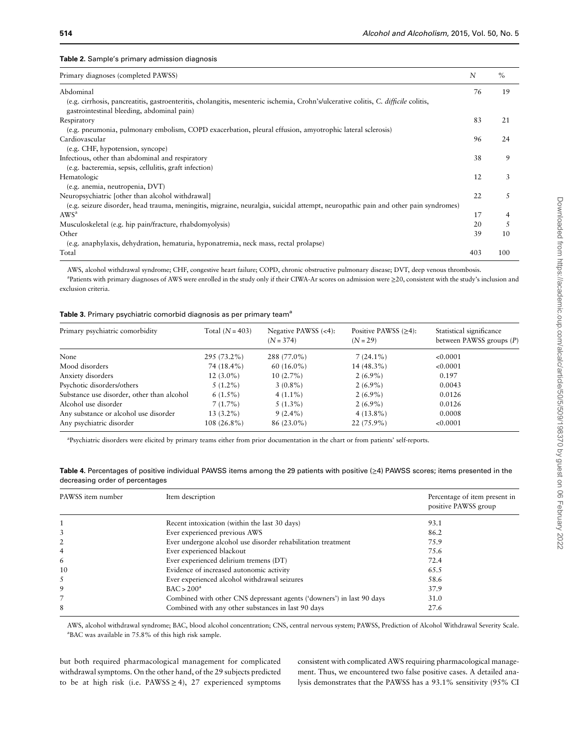**Table 2.** Sample's primary admission diagnosis

| Primary diagnoses (completed PAWSS) | N | % |
|---|---|---|
| Abdominal | 76 | 19 |
| (e.g. cirrhosis, pancreatitis, gastroenteritis, cholangitis, mesenteric ischemia, Crohn's/ulcerative colitis, *C. difficile* colitis, gastrointestinal bleeding, abdominal pain) | | |
| Respiratory | 83 | 21 |
| (e.g. pneumonia, pulmonary embolism, COPD exacerbation, pleural effusion, amyotrophic lateral sclerosis) | | |
| Cardiovascular | 96 | 24 |
| (e.g. CHF, hypotension, syncope) | | |
| Infectious, other than abdominal and respiratory | 38 | 9 |
| (e.g. bacteremia, sepsis, cellulitis, graft infection) | | |
| Hematologic | 12 | 3 |
| (e.g. anemia, neutropenia, DVT) | | |
| Neuropsychiatric [other than alcohol withdrawal] | 22 | 5 |
| (e.g. seizure disorder, head trauma, meningitis, migraine, neuralgia, suicidal attempt, neuropathic pain and other pain syndromes) | | |
| AWS[a] | 17 | 4 |
| Musculoskeletal (e.g. hip pain/fracture, rhabdomyolysis) | 20 | 5 |
| Other | 39 | 10 |
| (e.g. anaphylaxis, dehydration, hematuria, hyponatremia, neck mass, rectal prolapse) | | |
| Total | 403 | 100 |

AWS, alcohol withdrawal syndrome; CHF, congestive heart failure; COPD, chronic obstructive pulmonary disease; DVT, deep venous thrombosis.
[a]Patients with primary diagnoses of AWS were enrolled in the study only if their CIWA-Ar scores on admission were ≥20, consistent with the study's inclusion and exclusion criteria.

**Table 3.** Primary psychiatric comorbid diagnosis as per primary team[a]

| Primary psychiatric comorbidity | Total ($N$ = 403) | Negative PAWSS (<4): ($N$ = 374) | Positive PAWSS (≥4): ($N$ = 29) | Statistical significance between PAWSS groups ($P$) |
|---|---|---|---|---|
| None | 295 (73.2%) | 288 (77.0%) | 7 (24.1%) | <0.0001 |
| Mood disorders | 74 (18.4%) | 60 (16.0%) | 14 (48.3%) | <0.0001 |
| Anxiety disorders | 12 (3.0%) | 10 (2.7%) | 2 (6.9%) | 0.197 |
| Psychotic disorders/others | 5 (1.2%) | 3 (0.8%) | 2 (6.9%) | 0.0043 |
| Substance use disorder, other than alcohol | 6 (1.5%) | 4 (1.1%) | 2 (6.9%) | 0.0126 |
| Alcohol use disorder | 7 (1.7%) | 5 (1.3%) | 2 (6.9%) | 0.0126 |
| Any substance or alcohol use disorder | 13 (3.2%) | 9 (2.4%) | 4 (13.8%) | 0.0008 |
| Any psychiatric disorder | 108 (26.8%) | 86 (23.0%) | 22 (75.9%) | <0.0001 |

[a]Psychiatric disorders were elicited by primary teams either from prior documentation in the chart or from patients' self-reports.

**Table 4.** Percentages of positive individual PAWSS items among the 29 patients with positive (≥4) PAWSS scores; items presented in the decreasing order of percentages

| PAWSS item number | Item description | Percentage of item present in positive PAWSS group |
|---|---|---|
| 1 | Recent intoxication (within the last 30 days) | 93.1 |
| 3 | Ever experienced previous AWS | 86.2 |
| 2 | Ever undergone alcohol use disorder rehabilitation treatment | 75.9 |
| 4 | Ever experienced blackout | 75.6 |
| 6 | Ever experienced delirium tremens (DT) | 72.4 |
| 10 | Evidence of increased autonomic activity | 65.5 |
| 5 | Ever experienced alcohol withdrawal seizures | 58.6 |
| 9 | BAC > 200[a] | 37.9 |
| 7 | Combined with other CNS depressant agents ('downers') in last 90 days | 31.0 |
| 8 | Combined with any other substances in last 90 days | 27.6 |

AWS, alcohol withdrawal syndrome; BAC, blood alcohol concentration; CNS, central nervous system; PAWSS, Prediction of Alcohol Withdrawal Severity Scale.
[a]BAC was available in 75.8% of this high risk sample.

but both required pharmacological management for complicated withdrawal symptoms. On the other hand, of the 29 subjects predicted to be at high risk (i.e. PAWSS ≥ 4), 27 experienced symptoms consistent with complicated AWS requiring pharmacological management. Thus, we encountered two false positive cases. A detailed analysis demonstrates that the PAWSS has a 93.1% sensitivity (95% CI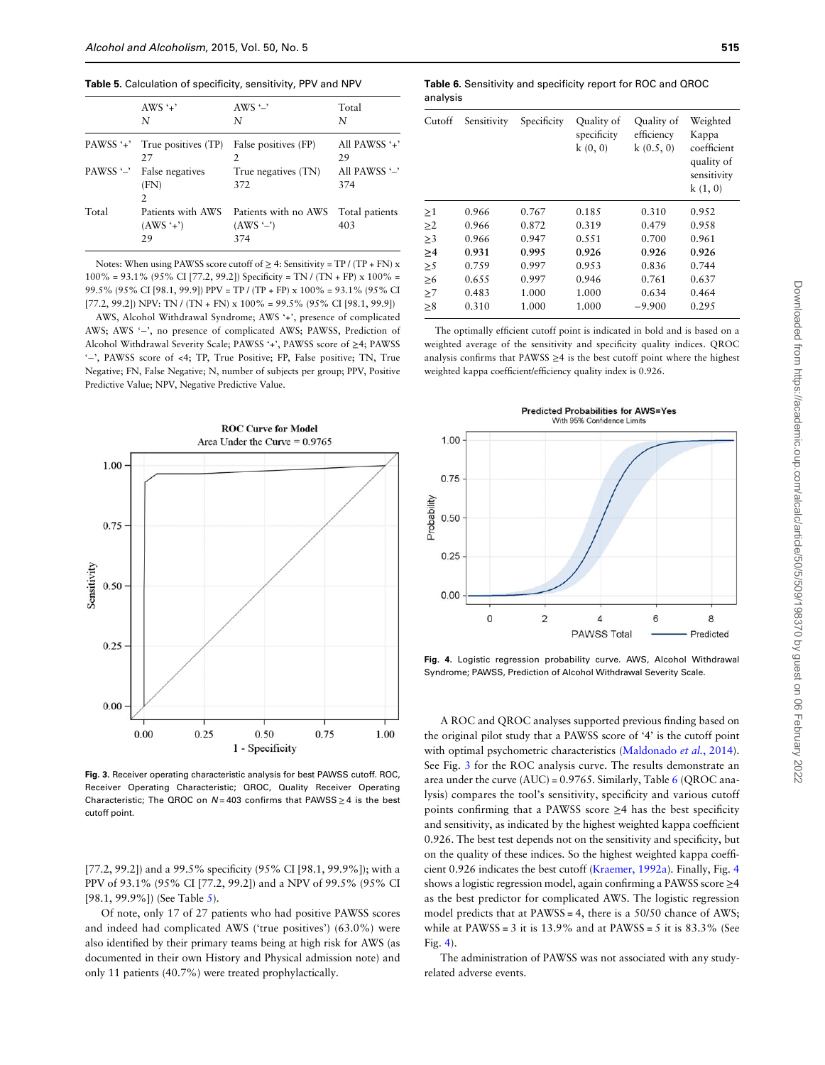**Table 5.** Calculation of specificity, sensitivity, PPV and NPV

| | AWS '+' N | AWS '–' N | Total N |
|---|---|---|---|
| PAWSS '+' | True positives (TP) 27 | False positives (FP) 2 | All PAWSS '+' 29 |
| PAWSS '–' | False negatives (FN) 2 | True negatives (TN) 372 | All PAWSS '–' 374 |
| Total | Patients with AWS (AWS '+') 29 | Patients with no AWS (AWS '–') 374 | Total patients 403 |

Notes: When using PAWSS score cutoff of ≥ 4: Sensitivity = TP / (TP + FN) x 100% = 93.1% (95% CI [77.2, 99.2]) Specificity = TN / (TN + FP) x 100% = 99.5% (95% CI [98.1, 99.9]) PPV = TP / (TP + FP) x 100% = 93.1% (95% CI [77.2, 99.2]) NPV: TN / (TN + FN) x 100% = 99.5% (95% CI [98.1, 99.9])

AWS, Alcohol Withdrawal Syndrome; AWS '+', presence of complicated AWS; AWS '–', no presence of complicated AWS; PAWSS, Prediction of Alcohol Withdrawal Severity Scale; PAWSS '+', PAWSS score of ≥4; PAWSS '–', PAWSS score of <4; TP, True Positive; FP, False positive; TN, True Negative; FN, False Negative; N, number of subjects per group; PPV, Positive Predictive Value; NPV, Negative Predictive Value.

**Fig. 3.** Receiver operating characteristic analysis for best PAWSS cutoff. ROC, Receiver Operating Characteristic; QROC, Quality Receiver Operating Characteristic; The QROC on $N = 403$ confirms that PAWSS ≥ 4 is the best cutoff point.

[77.2, 99.2]) and a 99.5% specificity (95% CI [98.1, 99.9%]); with a PPV of 93.1% (95% CI [77.2, 99.2]) and a NPV of 99.5% (95% CI [98.1, 99.9%]) (See Table 5).

Of note, only 17 of 27 patients who had positive PAWSS scores and indeed had complicated AWS ('true positives') (63.0%) were also identified by their primary teams being at high risk for AWS (as documented in their own History and Physical admission note) and only 11 patients (40.7%) were treated prophylactically.

**Table 6.** Sensitivity and specificity report for ROC and QROC analysis

| Cutoff | Sensitivity | Specificity | Quality of specificity k (0, 0) | Quality of efficiency k (0.5, 0) | Weighted Kappa coefficient quality of sensitivity k (1, 0) |
|---|---|---|---|---|---|
| ≥1 | 0.966 | 0.767 | 0.185 | 0.310 | 0.952 |
| ≥2 | 0.966 | 0.872 | 0.319 | 0.479 | 0.958 |
| ≥3 | 0.966 | 0.947 | 0.551 | 0.700 | 0.961 |
| **≥4** | **0.931** | **0.995** | **0.926** | **0.926** | **0.926** |
| ≥5 | 0.759 | 0.997 | 0.953 | 0.836 | 0.744 |
| ≥6 | 0.655 | 0.997 | 0.946 | 0.761 | 0.637 |
| ≥7 | 0.483 | 1.000 | 1.000 | 0.634 | 0.464 |
| ≥8 | 0.310 | 1.000 | 1.000 | −9.900 | 0.295 |

The optimally efficient cutoff point is indicated in bold and is based on a weighted average of the sensitivity and specificity quality indices. QROC analysis confirms that PAWSS ≥4 is the best cutoff point where the highest weighted kappa coefficient/efficiency quality index is 0.926.

**Fig. 4.** Logistic regression probability curve. AWS, Alcohol Withdrawal Syndrome; PAWSS, Prediction of Alcohol Withdrawal Severity Scale.

A ROC and QROC analyses supported previous finding based on the original pilot study that a PAWSS score of '4' is the cutoff point with optimal psychometric characteristics (Maldonado *et al.*, 2014). See Fig. 3 for the ROC analysis curve. The results demonstrate an area under the curve (AUC) = 0.9765. Similarly, Table 6 (QROC analysis) compares the tool's sensitivity, specificity and various cutoff points confirming that a PAWSS score ≥4 has the best specificity and sensitivity, as indicated by the highest weighted kappa coefficient 0.926. The best test depends not on the sensitivity and specificity, but on the quality of these indices. So the highest weighted kappa coefficient 0.926 indicates the best cutoff (Kraemer, 1992a). Finally, Fig. 4 shows a logistic regression model, again confirming a PAWSS score ≥4 as the best predictor for complicated AWS. The logistic regression model predicts that at PAWSS = 4, there is a 50/50 chance of AWS; while at PAWSS = 3 it is 13.9% and at PAWSS = 5 it is 83.3% (See Fig. 4).

The administration of PAWSS was not associated with any study-related adverse events.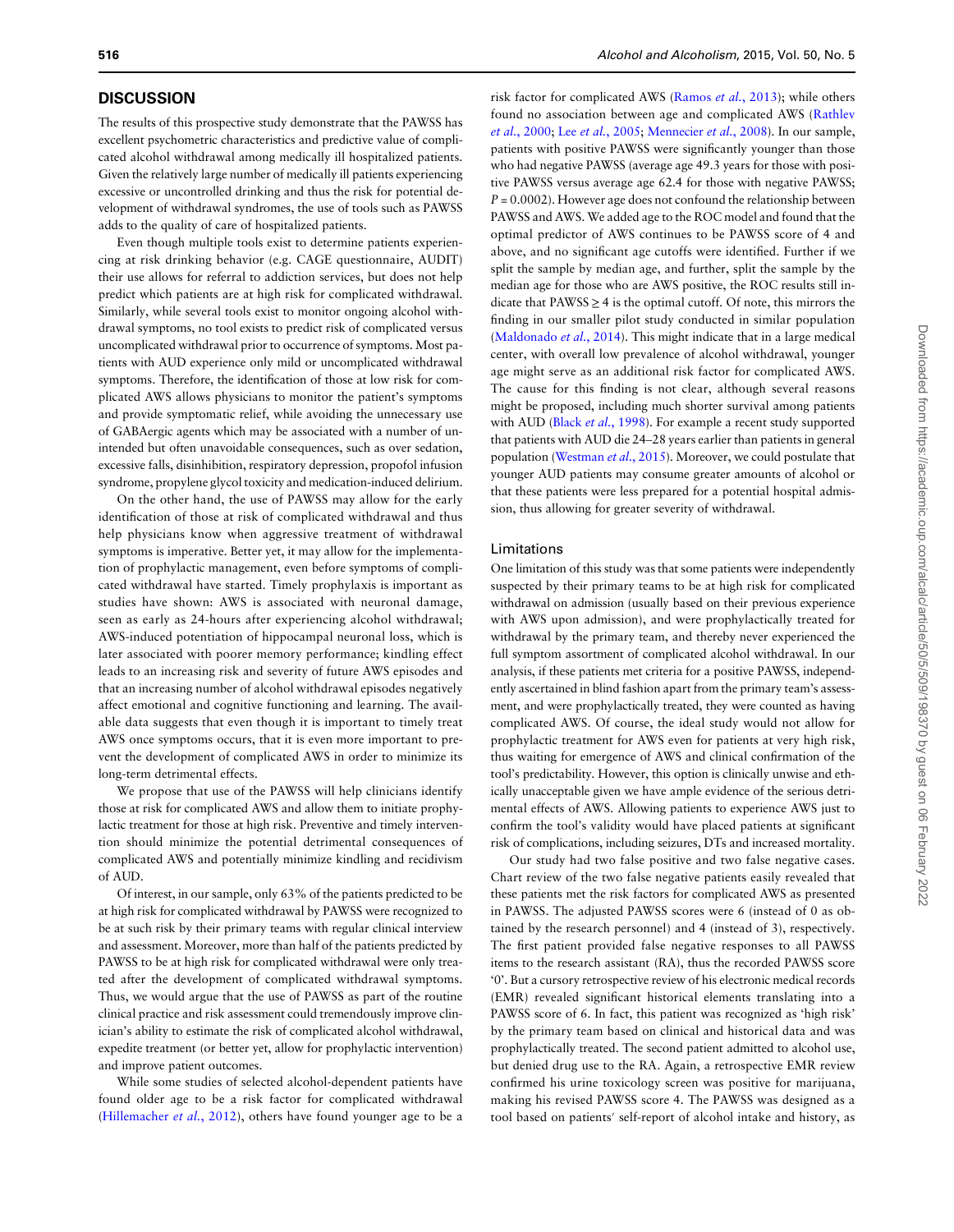## DISCUSSION

The results of this prospective study demonstrate that the PAWSS has excellent psychometric characteristics and predictive value of complicated alcohol withdrawal among medically ill hospitalized patients. Given the relatively large number of medically ill patients experiencing excessive or uncontrolled drinking and thus the risk for potential development of withdrawal syndromes, the use of tools such as PAWSS adds to the quality of care of hospitalized patients.

Even though multiple tools exist to determine patients experiencing at risk drinking behavior (e.g. CAGE questionnaire, AUDIT) their use allows for referral to addiction services, but does not help predict which patients are at high risk for complicated withdrawal. Similarly, while several tools exist to monitor ongoing alcohol withdrawal symptoms, no tool exists to predict risk of complicated versus uncomplicated withdrawal prior to occurrence of symptoms. Most patients with AUD experience only mild or uncomplicated withdrawal symptoms. Therefore, the identification of those at low risk for complicated AWS allows physicians to monitor the patient's symptoms and provide symptomatic relief, while avoiding the unnecessary use of GABAergic agents which may be associated with a number of unintended but often unavoidable consequences, such as over sedation, excessive falls, disinhibition, respiratory depression, propofol infusion syndrome, propylene glycol toxicity and medication-induced delirium.

On the other hand, the use of PAWSS may allow for the early identification of those at risk of complicated withdrawal and thus help physicians know when aggressive treatment of withdrawal symptoms is imperative. Better yet, it may allow for the implementation of prophylactic management, even before symptoms of complicated withdrawal have started. Timely prophylaxis is important as studies have shown: AWS is associated with neuronal damage, seen as early as 24-hours after experiencing alcohol withdrawal; AWS-induced potentiation of hippocampal neuronal loss, which is later associated with poorer memory performance; kindling effect leads to an increasing risk and severity of future AWS episodes and that an increasing number of alcohol withdrawal episodes negatively affect emotional and cognitive functioning and learning. The available data suggests that even though it is important to timely treat AWS once symptoms occurs, that it is even more important to prevent the development of complicated AWS in order to minimize its long-term detrimental effects.

We propose that use of the PAWSS will help clinicians identify those at risk for complicated AWS and allow them to initiate prophylactic treatment for those at high risk. Preventive and timely intervention should minimize the potential detrimental consequences of complicated AWS and potentially minimize kindling and recidivism of AUD.

Of interest, in our sample, only 63% of the patients predicted to be at high risk for complicated withdrawal by PAWSS were recognized to be at such risk by their primary teams with regular clinical interview and assessment. Moreover, more than half of the patients predicted by PAWSS to be at high risk for complicated withdrawal were only treated after the development of complicated withdrawal symptoms. Thus, we would argue that the use of PAWSS as part of the routine clinical practice and risk assessment could tremendously improve clinician's ability to estimate the risk of complicated alcohol withdrawal, expedite treatment (or better yet, allow for prophylactic intervention) and improve patient outcomes.

While some studies of selected alcohol-dependent patients have found older age to be a risk factor for complicated withdrawal (Hillemacher *et al.*, 2012), others have found younger age to be a risk factor for complicated AWS (Ramos *et al.*, 2013); while others found no association between age and complicated AWS (Rathlev *et al.*, 2000; Lee *et al.*, 2005; Mennecier *et al.*, 2008). In our sample, patients with positive PAWSS were significantly younger than those who had negative PAWSS (average age 49.3 years for those with positive PAWSS versus average age 62.4 for those with negative PAWSS; $P = 0.0002$). However age does not confound the relationship between PAWSS and AWS. We added age to the ROC model and found that the optimal predictor of AWS continues to be PAWSS score of 4 and above, and no significant age cutoffs were identified. Further if we split the sample by median age, and further, split the sample by the median age for those who are AWS positive, the ROC results still indicate that PAWSS $\geq 4$ is the optimal cutoff. Of note, this mirrors the finding in our smaller pilot study conducted in similar population (Maldonado *et al.*, 2014). This might indicate that in a large medical center, with overall low prevalence of alcohol withdrawal, younger age might serve as an additional risk factor for complicated AWS. The cause for this finding is not clear, although several reasons might be proposed, including much shorter survival among patients with AUD (Black *et al.*, 1998). For example a recent study supported that patients with AUD die 24–28 years earlier than patients in general population (Westman *et al.*, 2015). Moreover, we could postulate that younger AUD patients may consume greater amounts of alcohol or that these patients were less prepared for a potential hospital admission, thus allowing for greater severity of withdrawal.

### Limitations

One limitation of this study was that some patients were independently suspected by their primary teams to be at high risk for complicated withdrawal on admission (usually based on their previous experience with AWS upon admission), and were prophylactically treated for withdrawal by the primary team, and thereby never experienced the full symptom assortment of complicated alcohol withdrawal. In our analysis, if these patients met criteria for a positive PAWSS, independently ascertained in blind fashion apart from the primary team's assessment, and were prophylactically treated, they were counted as having complicated AWS. Of course, the ideal study would not allow for prophylactic treatment for AWS even for patients at very high risk, thus waiting for emergence of AWS and clinical confirmation of the tool's predictability. However, this option is clinically unwise and ethically unacceptable given we have ample evidence of the serious detrimental effects of AWS. Allowing patients to experience AWS just to confirm the tool's validity would have placed patients at significant risk of complications, including seizures, DTs and increased mortality.

Our study had two false positive and two false negative cases. Chart review of the two false negative patients easily revealed that these patients met the risk factors for complicated AWS as presented in PAWSS. The adjusted PAWSS scores were 6 (instead of 0 as obtained by the research personnel) and 4 (instead of 3), respectively. The first patient provided false negative responses to all PAWSS items to the research assistant (RA), thus the recorded PAWSS score '0'. But a cursory retrospective review of his electronic medical records (EMR) revealed significant historical elements translating into a PAWSS score of 6. In fact, this patient was recognized as 'high risk' by the primary team based on clinical and historical data and was prophylactically treated. The second patient admitted to alcohol use, but denied drug use to the RA. Again, a retrospective EMR review confirmed his urine toxicology screen was positive for marijuana, making his revised PAWSS score 4. The PAWSS was designed as a tool based on patients′ self-report of alcohol intake and history, as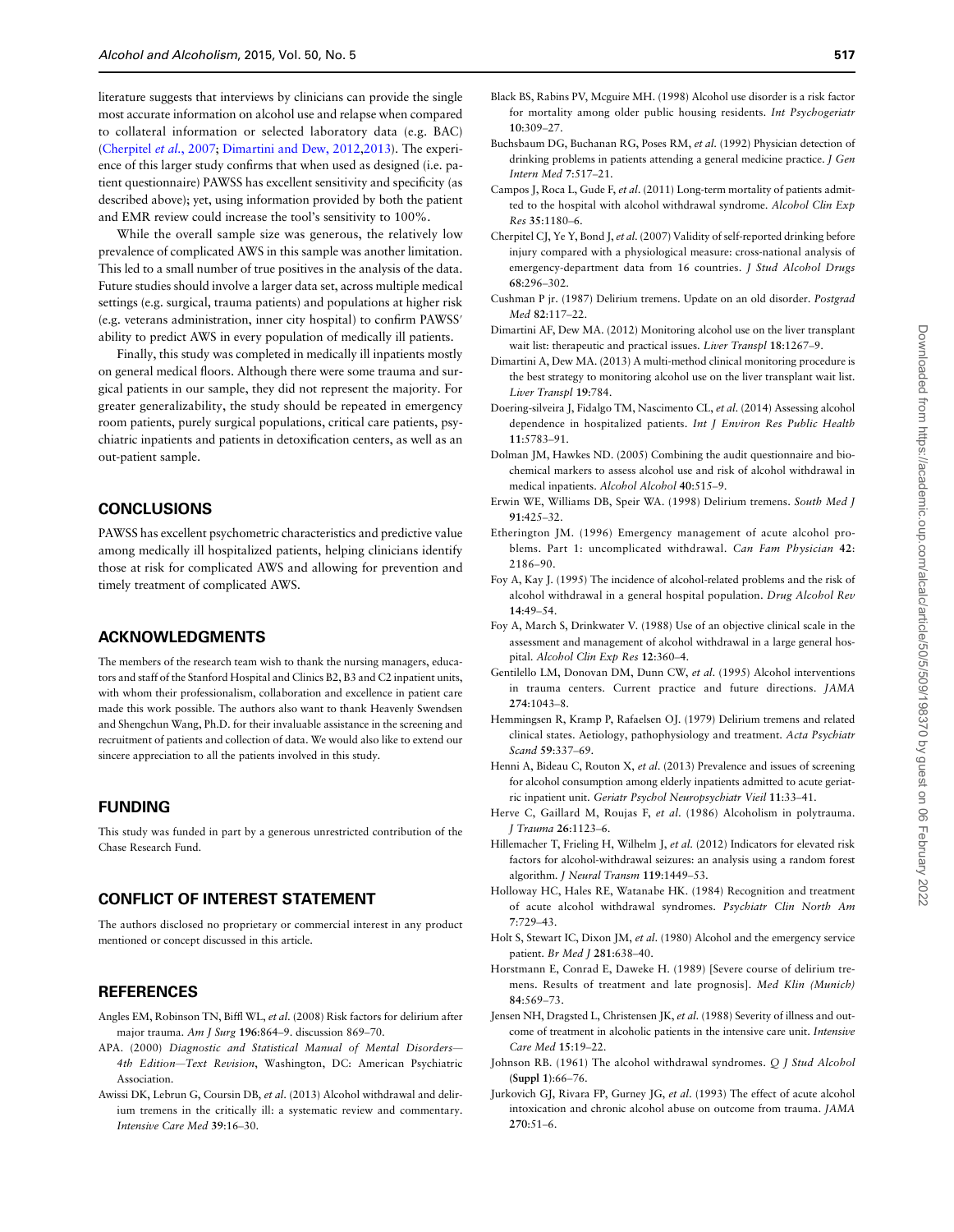literature suggests that interviews by clinicians can provide the single most accurate information on alcohol use and relapse when compared to collateral information or selected laboratory data (e.g. BAC) (Cherpitel *et al*., 2007; Dimartini and Dew, 2012,2013). The experience of this larger study confirms that when used as designed (i.e. patient questionnaire) PAWSS has excellent sensitivity and specificity (as described above); yet, using information provided by both the patient and EMR review could increase the tool's sensitivity to 100%.

While the overall sample size was generous, the relatively low prevalence of complicated AWS in this sample was another limitation. This led to a small number of true positives in the analysis of the data. Future studies should involve a larger data set, across multiple medical settings (e.g. surgical, trauma patients) and populations at higher risk (e.g. veterans administration, inner city hospital) to confirm PAWSS′ ability to predict AWS in every population of medically ill patients.

Finally, this study was completed in medically ill inpatients mostly on general medical floors. Although there were some trauma and surgical patients in our sample, they did not represent the majority. For greater generalizability, the study should be repeated in emergency room patients, purely surgical populations, critical care patients, psychiatric inpatients and patients in detoxification centers, as well as an out-patient sample.

## CONCLUSIONS

PAWSS has excellent psychometric characteristics and predictive value among medically ill hospitalized patients, helping clinicians identify those at risk for complicated AWS and allowing for prevention and timely treatment of complicated AWS.

## ACKNOWLEDGMENTS

The members of the research team wish to thank the nursing managers, educators and staff of the Stanford Hospital and Clinics B2, B3 and C2 inpatient units, with whom their professionalism, collaboration and excellence in patient care made this work possible. The authors also want to thank Heavenly Swendsen and Shengchun Wang, Ph.D. for their invaluable assistance in the screening and recruitment of patients and collection of data. We would also like to extend our sincere appreciation to all the patients involved in this study.

## FUNDING

This study was funded in part by a generous unrestricted contribution of the Chase Research Fund.

## CONFLICT OF INTEREST STATEMENT

The authors disclosed no proprietary or commercial interest in any product mentioned or concept discussed in this article.

## REFERENCES

Angles EM, Robinson TN, Biffl WL, *et al*. (2008) Risk factors for delirium after major trauma. *Am J Surg* **196**:864–9. discussion 869–70.

APA. (2000) *Diagnostic and Statistical Manual of Mental Disorders—4th Edition—Text Revision*, Washington, DC: American Psychiatric Association.

Awissi DK, Lebrun G, Coursin DB, *et al*. (2013) Alcohol withdrawal and delirium tremens in the critically ill: a systematic review and commentary. *Intensive Care Med* **39**:16–30.

Black BS, Rabins PV, Mcguire MH. (1998) Alcohol use disorder is a risk factor for mortality among older public housing residents. *Int Psychogeriatr* **10**:309–27.

Buchsbaum DG, Buchanan RG, Poses RM, *et al*. (1992) Physician detection of drinking problems in patients attending a general medicine practice. *J Gen Intern Med* **7**:517–21.

Campos J, Roca L, Gude F, *et al*. (2011) Long-term mortality of patients admitted to the hospital with alcohol withdrawal syndrome. *Alcohol Clin Exp Res* **35**:1180–6.

Cherpitel CJ, Ye Y, Bond J, *et al*. (2007) Validity of self-reported drinking before injury compared with a physiological measure: cross-national analysis of emergency-department data from 16 countries. *J Stud Alcohol Drugs* **68**:296–302.

Cushman P jr. (1987) Delirium tremens. Update on an old disorder. *Postgrad Med* **82**:117–22.

Dimartini AF, Dew MA. (2012) Monitoring alcohol use on the liver transplant wait list: therapeutic and practical issues. *Liver Transpl* **18**:1267–9.

Dimartini A, Dew MA. (2013) A multi-method clinical monitoring procedure is the best strategy to monitoring alcohol use on the liver transplant wait list. *Liver Transpl* **19**:784.

Doering-silveira J, Fidalgo TM, Nascimento CL, *et al*. (2014) Assessing alcohol dependence in hospitalized patients. *Int J Environ Res Public Health* **11**:5783–91.

Dolman JM, Hawkes ND. (2005) Combining the audit questionnaire and biochemical markers to assess alcohol use and risk of alcohol withdrawal in medical inpatients. *Alcohol Alcohol* **40**:515–9.

Erwin WE, Williams DB, Speir WA. (1998) Delirium tremens. *South Med J* **91**:425–32.

Etherington JM. (1996) Emergency management of acute alcohol problems. Part 1: uncomplicated withdrawal. *Can Fam Physician* **42**: 2186–90.

Foy A, Kay J. (1995) The incidence of alcohol-related problems and the risk of alcohol withdrawal in a general hospital population. *Drug Alcohol Rev* **14**:49–54.

Foy A, March S, Drinkwater V. (1988) Use of an objective clinical scale in the assessment and management of alcohol withdrawal in a large general hospital. *Alcohol Clin Exp Res* **12**:360–4.

Gentilello LM, Donovan DM, Dunn CW, *et al*. (1995) Alcohol interventions in trauma centers. Current practice and future directions. *JAMA* **274**:1043–8.

Hemmingsen R, Kramp P, Rafaelsen OJ. (1979) Delirium tremens and related clinical states. Aetiology, pathophysiology and treatment. *Acta Psychiatr Scand* **59**:337–69.

Henni A, Bideau C, Routon X, *et al*. (2013) Prevalence and issues of screening for alcohol consumption among elderly inpatients admitted to acute geriatric inpatient unit. *Geriatr Psychol Neuropsychiatr Vieil* **11**:33–41.

Herve C, Gaillard M, Roujas F, *et al*. (1986) Alcoholism in polytrauma. *J Trauma* **26**:1123–6.

Hillemacher T, Frieling H, Wilhelm J, *et al*. (2012) Indicators for elevated risk factors for alcohol-withdrawal seizures: an analysis using a random forest algorithm. *J Neural Transm* **119**:1449–53.

Holloway HC, Hales RE, Watanabe HK. (1984) Recognition and treatment of acute alcohol withdrawal syndromes. *Psychiatr Clin North Am* **7**:729–43.

Holt S, Stewart IC, Dixon JM, *et al*. (1980) Alcohol and the emergency service patient. *Br Med J* **281**:638–40.

Horstmann E, Conrad E, Daweke H. (1989) [Severe course of delirium tremens. Results of treatment and late prognosis]. *Med Klin (Munich)* **84**:569–73.

Jensen NH, Dragsted L, Christensen JK, *et al*. (1988) Severity of illness and outcome of treatment in alcoholic patients in the intensive care unit. *Intensive Care Med* **15**:19–22.

Johnson RB. (1961) The alcohol withdrawal syndromes. *Q J Stud Alcohol* (**Suppl 1**):66–76.

Jurkovich GJ, Rivara FP, Gurney JG, *et al*. (1993) The effect of acute alcohol intoxication and chronic alcohol abuse on outcome from trauma. *JAMA* **270**:51–6.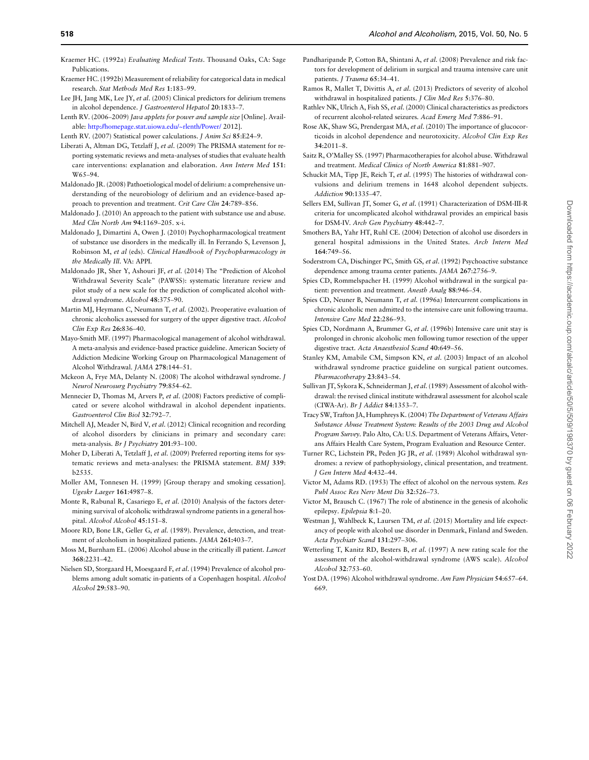Kraemer HC. (1992a) *Evaluating Medical Tests*. Thousand Oaks, CA: Sage Publications.

Kraemer HC. (1992b) Measurement of reliability for categorical data in medical research. *Stat Methods Med Res* **1**:183–99.

Lee JH, Jang MK, Lee JY, *et al*. (2005) Clinical predictors for delirium tremens in alcohol dependence. *J Gastroenterol Hepatol* **20**:1833–7.

Lenth RV. (2006–2009) *Java applets for power and sample size* [Online]. Available: http://homepage.stat.uiowa.edu/~rlenth/Power/ 2012].

Lenth RV. (2007) Statistical power calculations. *J Anim Sci* **85**:E24–9.

Liberati A, Altman DG, Tetzlaff J, *et al*. (2009) The PRISMA statement for reporting systematic reviews and meta-analyses of studies that evaluate health care interventions: explanation and elaboration. *Ann Intern Med* **151**: W65–94.

Maldonado JR. (2008) Pathoetiological model of delirium: a comprehensive understanding of the neurobiology of delirium and an evidence-based approach to prevention and treatment. *Crit Care Clin* **24**:789–856.

Maldonado J. (2010) An approach to the patient with substance use and abuse. *Med Clin North Am* **94**:1169–205. x-i.

Maldonado J, Dimartini A, Owen J. (2010) Psychopharmacological treatment of substance use disorders in the medically ill. In Ferrando S, Levenson J, Robinson M, *et al* (eds). *Clinical Handbook of Psychopharmacology in the Medically Ill*. VA: APPI.

Maldonado JR, Sher Y, Ashouri JF, *et al*. (2014) The "Prediction of Alcohol Withdrawal Severity Scale" (PAWSS): systematic literature review and pilot study of a new scale for the prediction of complicated alcohol withdrawal syndrome. *Alcohol* **48**:375–90.

Martin MJ, Heymann C, Neumann T, *et al*. (2002). Preoperative evaluation of chronic alcoholics assessed for surgery of the upper digestive tract. *Alcohol Clin Exp Res* **26**:836–40.

Mayo-Smith MF. (1997) Pharmacological management of alcohol withdrawal. A meta-analysis and evidence-based practice guideline. American Society of Addiction Medicine Working Group on Pharmacological Management of Alcohol Withdrawal. *JAMA* **278**:144–51.

Mckeon A, Frye MA, Delanty N. (2008) The alcohol withdrawal syndrome. *J Neurol Neurosurg Psychiatry* **79**:854–62.

Mennecier D, Thomas M, Arvers P, *et al*. (2008) Factors predictive of complicated or severe alcohol withdrawal in alcohol dependent inpatients. *Gastroenterol Clin Biol* **32**:792–7.

Mitchell AJ, Meader N, Bird V, *et al*. (2012) Clinical recognition and recording of alcohol disorders by clinicians in primary and secondary care: meta-analysis. *Br J Psychiatry* **201**:93–100.

Moher D, Liberati A, Tetzlaff J, *et al*. (2009) Preferred reporting items for systematic reviews and meta-analyses: the PRISMA statement. *BMJ* **339**: b2535.

Moller AM, Tonnesen H. (1999) [Group therapy and smoking cessation]. *Ugeskr Laeger* **161**:4987–8.

Monte R, Rabunal R, Casariego E, *et al*. (2010) Analysis of the factors determining survival of alcoholic withdrawal syndrome patients in a general hospital. *Alcohol Alcohol* **45**:151–8.

Moore RD, Bone LR, Geller G, *et al*. (1989). Prevalence, detection, and treatment of alcoholism in hospitalized patients. *JAMA* **261**:403–7.

Moss M, Burnham EL. (2006) Alcohol abuse in the critically ill patient. *Lancet* **368**:2231–42.

Nielsen SD, Storgaard H, Moesgaard F, *et al*. (1994) Prevalence of alcohol problems among adult somatic in-patients of a Copenhagen hospital. *Alcohol Alcohol* **29**:583–90.

Pandharipande P, Cotton BA, Shintani A, *et al*. (2008) Prevalence and risk factors for development of delirium in surgical and trauma intensive care unit patients. *J Trauma* **65**:34–41.

Ramos R, Mallet T, Divittis A, *et al*. (2013) Predictors of severity of alcohol withdrawal in hospitalized patients. *J Clin Med Res* **5**:376–80.

Rathlev NK, Ulrich A, Fish SS, *et al*. (2000) Clinical characteristics as predictors of recurrent alcohol-related seizures. *Acad Emerg Med* **7**:886–91.

Rose AK, Shaw SG, Prendergast MA, *et al*. (2010) The importance of glucocorticoids in alcohol dependence and neurotoxicity. *Alcohol Clin Exp Res* **34**:2011–8.

Saitz R, O'Malley SS. (1997) Pharmacotherapies for alcohol abuse. Withdrawal and treatment. *Medical Clinics of North America* **81**:881–907.

Schuckit MA, Tipp JE, Reich T, *et al*. (1995) The histories of withdrawal convulsions and delirium tremens in 1648 alcohol dependent subjects. *Addiction* **90**:1335–47.

Sellers EM, Sullivan JT, Somer G, *et al*. (1991) Characterization of DSM-III-R criteria for uncomplicated alcohol withdrawal provides an empirical basis for DSM-IV. *Arch Gen Psychiatry* **48**:442–7.

Smothers BA, Yahr HT, Ruhl CE. (2004) Detection of alcohol use disorders in general hospital admissions in the United States. *Arch Intern Med* **164**:749–56.

Soderstrom CA, Dischinger PC, Smith GS, *et al*. (1992) Psychoactive substance dependence among trauma center patients. *JAMA* **267**:2756–9.

Spies CD, Rommelspacher H. (1999) Alcohol withdrawal in the surgical patient: prevention and treatment. *Anesth Analg* **88**:946–54.

Spies CD, Neuner B, Neumann T, *et al*. (1996a) Intercurrent complications in chronic alcoholic men admitted to the intensive care unit following trauma. *Intensive Care Med* **22**:286–93.

Spies CD, Nordmann A, Brummer G, *et al*. (1996b) Intensive care unit stay is prolonged in chronic alcoholic men following tumor resection of the upper digestive tract. *Acta Anaesthesiol Scand* **40**:649–56.

Stanley KM, Amabile CM, Simpson KN, *et al*. (2003) Impact of an alcohol withdrawal syndrome practice guideline on surgical patient outcomes. *Pharmacotherapy* **23**:843–54.

Sullivan JT, Sykora K, Schneiderman J, *et al*. (1989) Assessment of alcohol withdrawal: the revised clinical institute withdrawal assessment for alcohol scale (CIWA-Ar). *Br J Addict* **84**:1353–7.

Tracy SW, Trafton JA, Humphreys K. (2004) *The Department of Veterans Affairs Substance Abuse Treatment System: Results of the 2003 Drug and Alcohol Program Survey*. Palo Alto, CA: U.S. Department of Veterans Affairs, Veterans Affairs Health Care System, Program Evaluation and Resource Center.

Turner RC, Lichstein PR, Peden JG JR, *et al*. (1989) Alcohol withdrawal syndromes: a review of pathophysiology, clinical presentation, and treatment. *J Gen Intern Med* **4**:432–44.

Victor M, Adams RD. (1953) The effect of alcohol on the nervous system. *Res Publ Assoc Res Nerv Ment Dis* **32**:526–73.

Victor M, Brausch C. (1967) The role of abstinence in the genesis of alcoholic epilepsy. *Epilepsia* **8**:1–20.

Westman J, Wahlbeck K, Laursen TM, *et al*. (2015) Mortality and life expectancy of people with alcohol use disorder in Denmark, Finland and Sweden. *Acta Psychiatr Scand* **131**:297–306.

Wetterling T, Kanitz RD, Besters B, *et al*. (1997) A new rating scale for the assessment of the alcohol-withdrawal syndrome (AWS scale). *Alcohol Alcohol* **32**:753–60.

Yost DA. (1996) Alcohol withdrawal syndrome. *Am Fam Physician* **54**:657–64. 669.